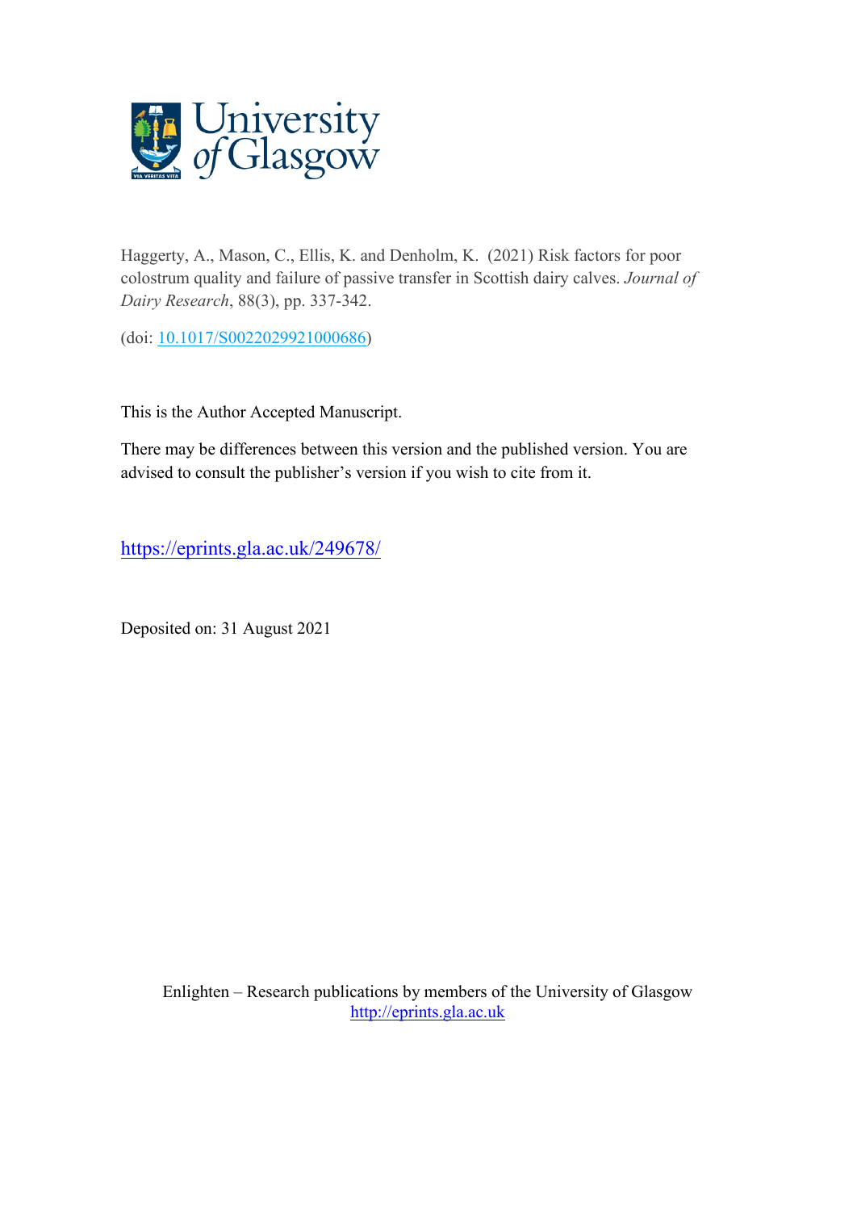University of Glasgow

Haggerty, A., Mason, C., Ellis, K. and Denholm, K. (2021) Risk factors for poor colostrum quality and failure of passive transfer in Scottish dairy calves. *Journal of Dairy Research*, 88(3), pp. 337-342.

(doi: [10.1017/S0022029921000686](https://doi.org/10.1017/S0022029921000686))

This is the Author Accepted Manuscript.

There may be differences between this version and the published version. You are advised to consult the publisher's version if you wish to cite from it.

https://eprints.gla.ac.uk/249678/

Deposited on: 31 August 2021

Enlighten – Research publications by members of the University of Glasgow
http://eprints.gla.ac.uk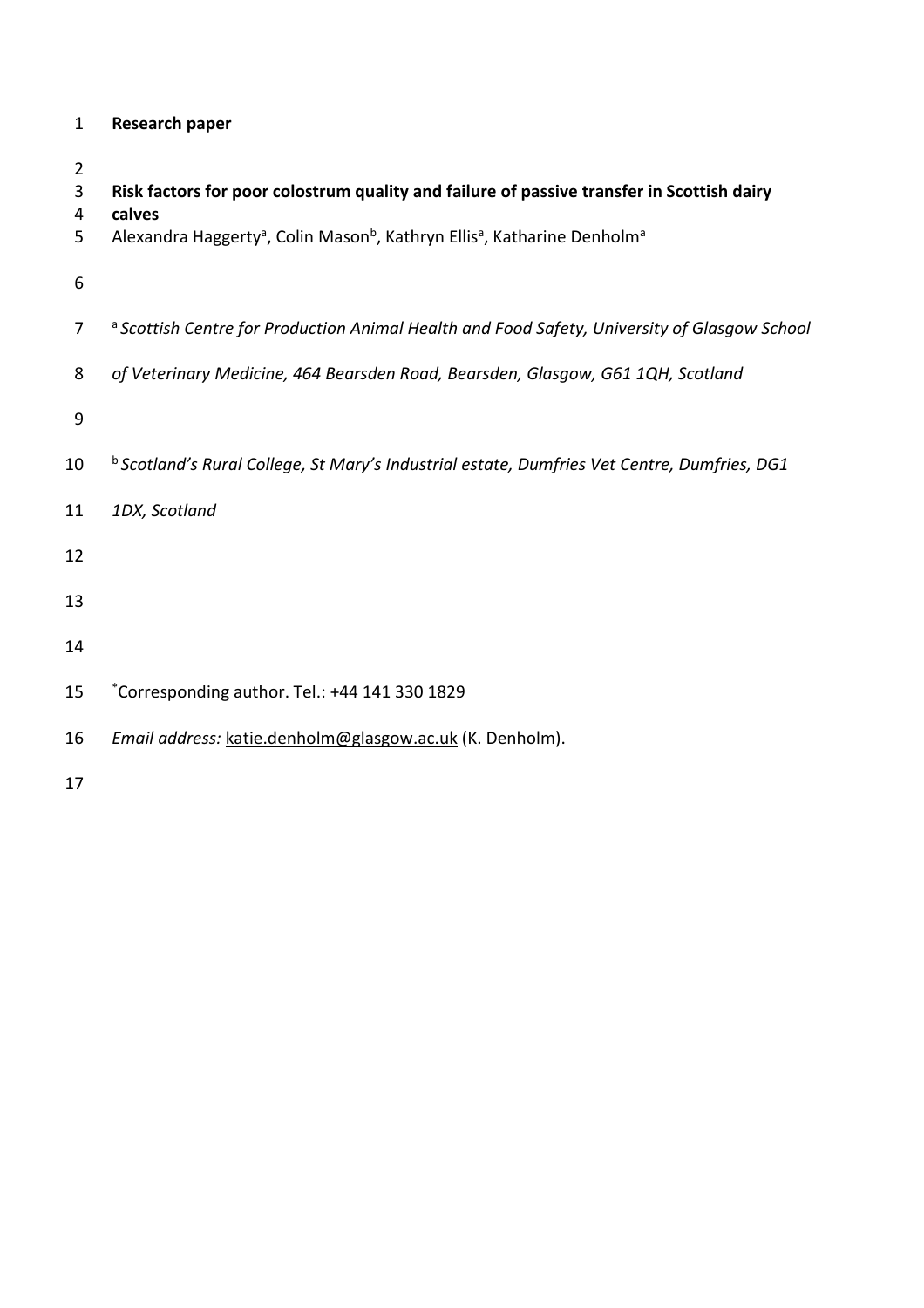Research paper

# Risk factors for poor colostrum quality and failure of passive transfer in Scottish dairy calves

Alexandra Haggerty[a], Colin Mason[b], Kathryn Ellis[a], Katharine Denholm[a]

[a] *Scottish Centre for Production Animal Health and Food Safety, University of Glasgow School of Veterinary Medicine, 464 Bearsden Road, Bearsden, Glasgow, G61 1QH, Scotland*

[b] *Scotland's Rural College, St Mary's Industrial estate, Dumfries Vet Centre, Dumfries, DG1 1DX, Scotland*

*Corresponding author. Tel.: +44 141 330 1829

*Email address:* katie.denholm@glasgow.ac.uk (K. Denholm).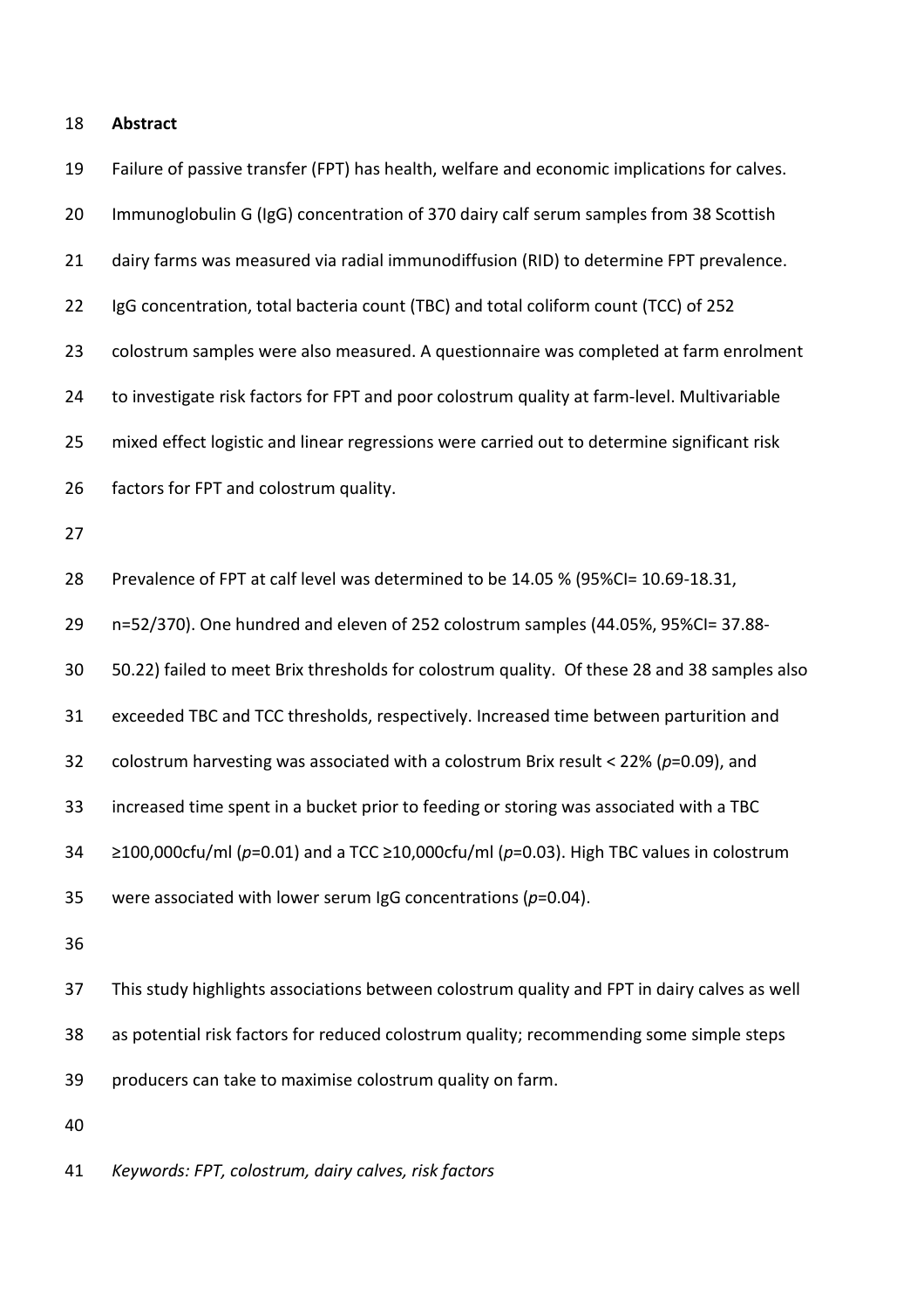**Abstract**

Failure of passive transfer (FPT) has health, welfare and economic implications for calves. Immunoglobulin G (IgG) concentration of 370 dairy calf serum samples from 38 Scottish dairy farms was measured via radial immunodiffusion (RID) to determine FPT prevalence. IgG concentration, total bacteria count (TBC) and total coliform count (TCC) of 252 colostrum samples were also measured. A questionnaire was completed at farm enrolment to investigate risk factors for FPT and poor colostrum quality at farm-level. Multivariable mixed effect logistic and linear regressions were carried out to determine significant risk factors for FPT and colostrum quality.

Prevalence of FPT at calf level was determined to be 14.05 % (95%CI= 10.69-18.31, n=52/370). One hundred and eleven of 252 colostrum samples (44.05%, 95%CI= 37.88-50.22) failed to meet Brix thresholds for colostrum quality. Of these 28 and 38 samples also exceeded TBC and TCC thresholds, respectively. Increased time between parturition and colostrum harvesting was associated with a colostrum Brix result < 22% ($p$=0.09), and increased time spent in a bucket prior to feeding or storing was associated with a TBC ≥100,000cfu/ml ($p$=0.01) and a TCC ≥10,000cfu/ml ($p$=0.03). High TBC values in colostrum were associated with lower serum IgG concentrations ($p$=0.04).

This study highlights associations between colostrum quality and FPT in dairy calves as well as potential risk factors for reduced colostrum quality; recommending some simple steps producers can take to maximise colostrum quality on farm.

*Keywords: FPT, colostrum, dairy calves, risk factors*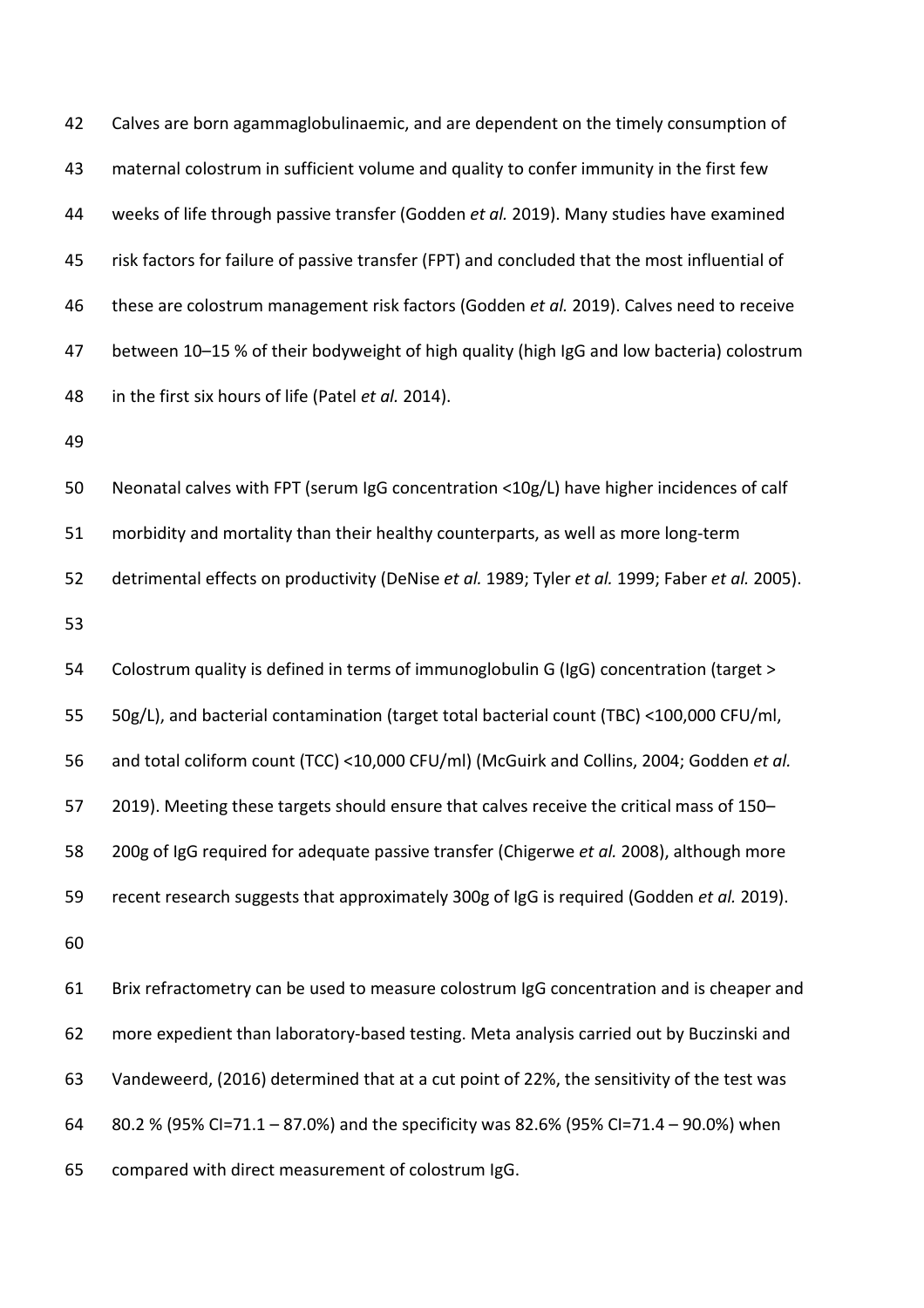Calves are born agammaglobulinaemic, and are dependent on the timely consumption of maternal colostrum in sufficient volume and quality to confer immunity in the first few weeks of life through passive transfer (Godden *et al.* 2019). Many studies have examined risk factors for failure of passive transfer (FPT) and concluded that the most influential of these are colostrum management risk factors (Godden *et al.* 2019). Calves need to receive between 10–15 % of their bodyweight of high quality (high IgG and low bacteria) colostrum in the first six hours of life (Patel *et al.* 2014).

Neonatal calves with FPT (serum IgG concentration <10g/L) have higher incidences of calf morbidity and mortality than their healthy counterparts, as well as more long-term detrimental effects on productivity (DeNise *et al.* 1989; Tyler *et al.* 1999; Faber *et al.* 2005).

Colostrum quality is defined in terms of immunoglobulin G (IgG) concentration (target > 50g/L), and bacterial contamination (target total bacterial count (TBC) <100,000 CFU/ml, and total coliform count (TCC) <10,000 CFU/ml) (McGuirk and Collins, 2004; Godden *et al.* 2019). Meeting these targets should ensure that calves receive the critical mass of 150–200g of IgG required for adequate passive transfer (Chigerwe *et al.* 2008), although more recent research suggests that approximately 300g of IgG is required (Godden *et al.* 2019).

Brix refractometry can be used to measure colostrum IgG concentration and is cheaper and more expedient than laboratory-based testing. Meta analysis carried out by Buczinski and Vandeweerd, (2016) determined that at a cut point of 22%, the sensitivity of the test was 80.2 % (95% CI=71.1 – 87.0%) and the specificity was 82.6% (95% CI=71.4 – 90.0%) when compared with direct measurement of colostrum IgG.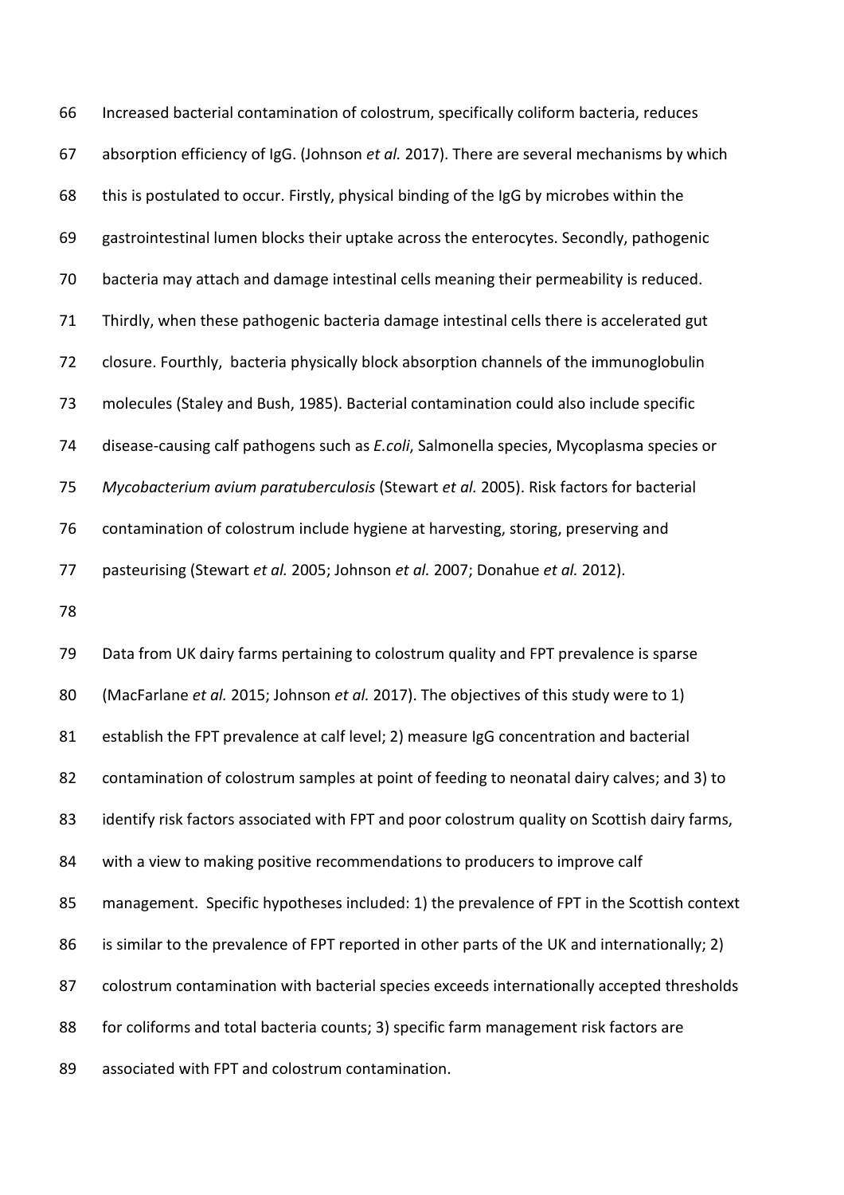Increased bacterial contamination of colostrum, specifically coliform bacteria, reduces absorption efficiency of IgG. (Johnson *et al.* 2017). There are several mechanisms by which this is postulated to occur. Firstly, physical binding of the IgG by microbes within the gastrointestinal lumen blocks their uptake across the enterocytes. Secondly, pathogenic bacteria may attach and damage intestinal cells meaning their permeability is reduced. Thirdly, when these pathogenic bacteria damage intestinal cells there is accelerated gut closure. Fourthly, bacteria physically block absorption channels of the immunoglobulin molecules (Staley and Bush, 1985). Bacterial contamination could also include specific disease-causing calf pathogens such as *E.coli*, Salmonella species, Mycoplasma species or *Mycobacterium avium paratuberculosis* (Stewart *et al.* 2005). Risk factors for bacterial contamination of colostrum include hygiene at harvesting, storing, preserving and pasteurising (Stewart *et al.* 2005; Johnson *et al.* 2007; Donahue *et al.* 2012).

Data from UK dairy farms pertaining to colostrum quality and FPT prevalence is sparse (MacFarlane *et al.* 2015; Johnson *et al.* 2017). The objectives of this study were to 1) establish the FPT prevalence at calf level; 2) measure IgG concentration and bacterial contamination of colostrum samples at point of feeding to neonatal dairy calves; and 3) to identify risk factors associated with FPT and poor colostrum quality on Scottish dairy farms, with a view to making positive recommendations to producers to improve calf management. Specific hypotheses included: 1) the prevalence of FPT in the Scottish context is similar to the prevalence of FPT reported in other parts of the UK and internationally; 2) colostrum contamination with bacterial species exceeds internationally accepted thresholds for coliforms and total bacteria counts; 3) specific farm management risk factors are associated with FPT and colostrum contamination.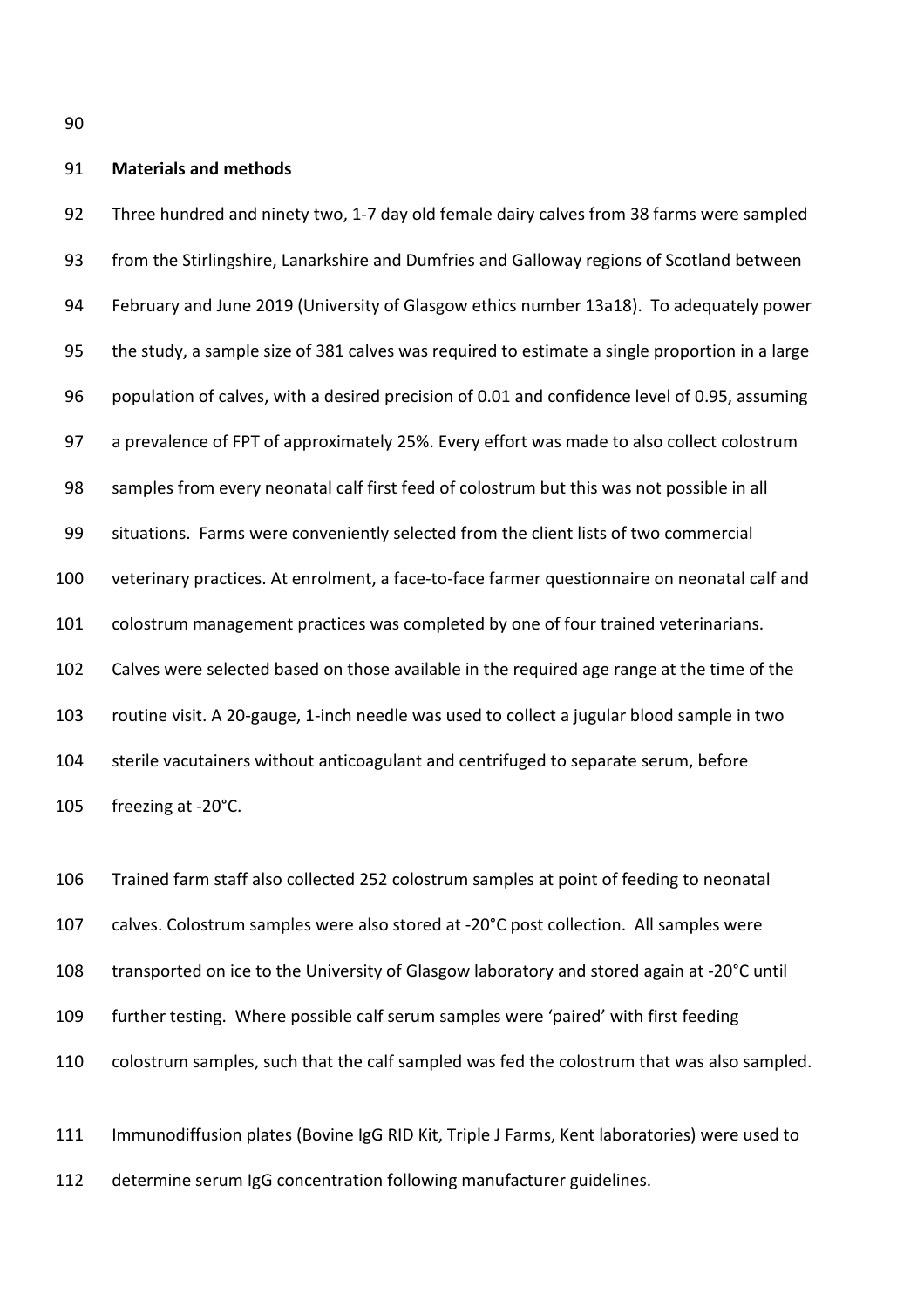**Materials and methods**

Three hundred and ninety two, 1-7 day old female dairy calves from 38 farms were sampled from the Stirlingshire, Lanarkshire and Dumfries and Galloway regions of Scotland between February and June 2019 (University of Glasgow ethics number 13a18). To adequately power the study, a sample size of 381 calves was required to estimate a single proportion in a large population of calves, with a desired precision of 0.01 and confidence level of 0.95, assuming a prevalence of FPT of approximately 25%. Every effort was made to also collect colostrum samples from every neonatal calf first feed of colostrum but this was not possible in all situations. Farms were conveniently selected from the client lists of two commercial veterinary practices. At enrolment, a face-to-face farmer questionnaire on neonatal calf and colostrum management practices was completed by one of four trained veterinarians. Calves were selected based on those available in the required age range at the time of the routine visit. A 20-gauge, 1-inch needle was used to collect a jugular blood sample in two sterile vacutainers without anticoagulant and centrifuged to separate serum, before freezing at -20°C.

Trained farm staff also collected 252 colostrum samples at point of feeding to neonatal calves. Colostrum samples were also stored at -20°C post collection. All samples were transported on ice to the University of Glasgow laboratory and stored again at -20°C until further testing. Where possible calf serum samples were 'paired' with first feeding colostrum samples, such that the calf sampled was fed the colostrum that was also sampled.

Immunodiffusion plates (Bovine IgG RID Kit, Triple J Farms, Kent laboratories) were used to determine serum IgG concentration following manufacturer guidelines.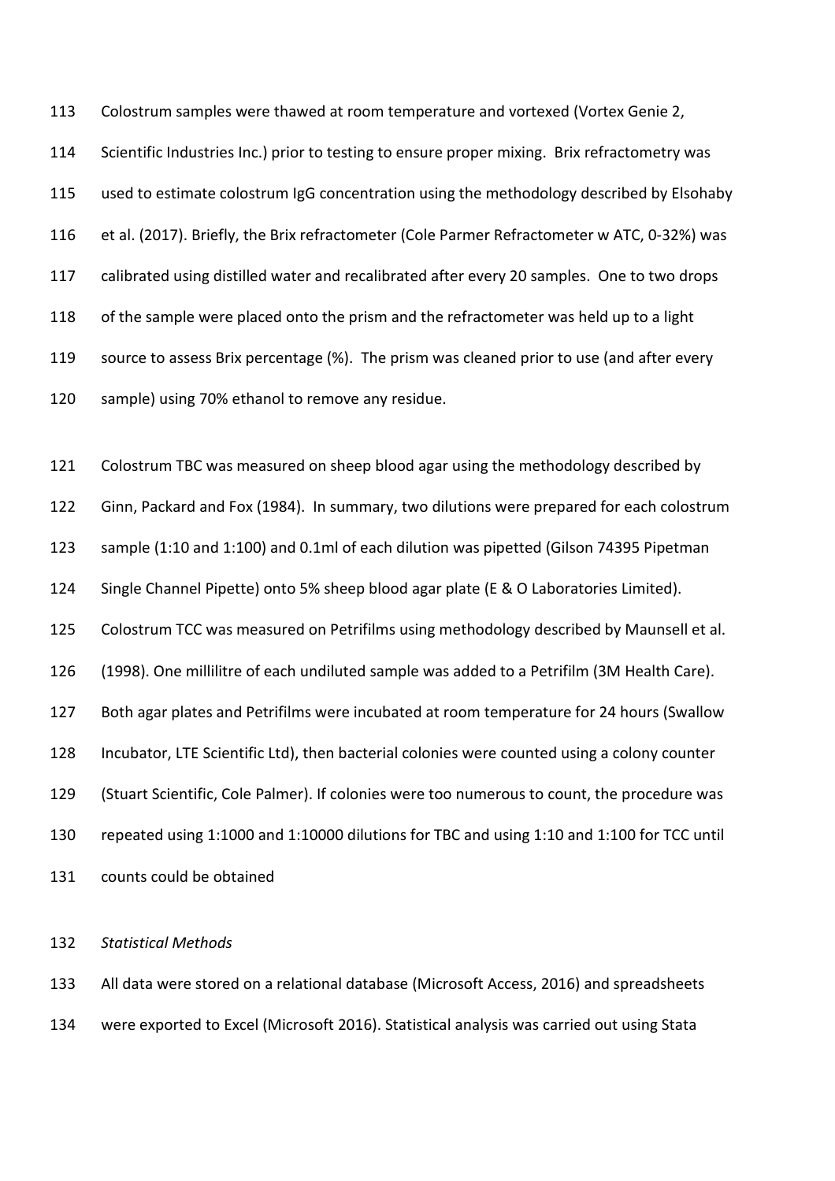Colostrum samples were thawed at room temperature and vortexed (Vortex Genie 2, Scientific Industries Inc.) prior to testing to ensure proper mixing. Brix refractometry was used to estimate colostrum IgG concentration using the methodology described by Elsohaby et al. (2017). Briefly, the Brix refractometer (Cole Parmer Refractometer w ATC, 0-32%) was calibrated using distilled water and recalibrated after every 20 samples. One to two drops of the sample were placed onto the prism and the refractometer was held up to a light source to assess Brix percentage (%). The prism was cleaned prior to use (and after every sample) using 70% ethanol to remove any residue.

Colostrum TBC was measured on sheep blood agar using the methodology described by Ginn, Packard and Fox (1984). In summary, two dilutions were prepared for each colostrum sample (1:10 and 1:100) and 0.1ml of each dilution was pipetted (Gilson 74395 Pipetman Single Channel Pipette) onto 5% sheep blood agar plate (E & O Laboratories Limited). Colostrum TCC was measured on Petrifilms using methodology described by Maunsell et al. (1998). One millilitre of each undiluted sample was added to a Petrifilm (3M Health Care). Both agar plates and Petrifilms were incubated at room temperature for 24 hours (Swallow Incubator, LTE Scientific Ltd), then bacterial colonies were counted using a colony counter (Stuart Scientific, Cole Palmer). If colonies were too numerous to count, the procedure was repeated using 1:1000 and 1:10000 dilutions for TBC and using 1:10 and 1:100 for TCC until counts could be obtained

*Statistical Methods*

All data were stored on a relational database (Microsoft Access, 2016) and spreadsheets were exported to Excel (Microsoft 2016). Statistical analysis was carried out using Stata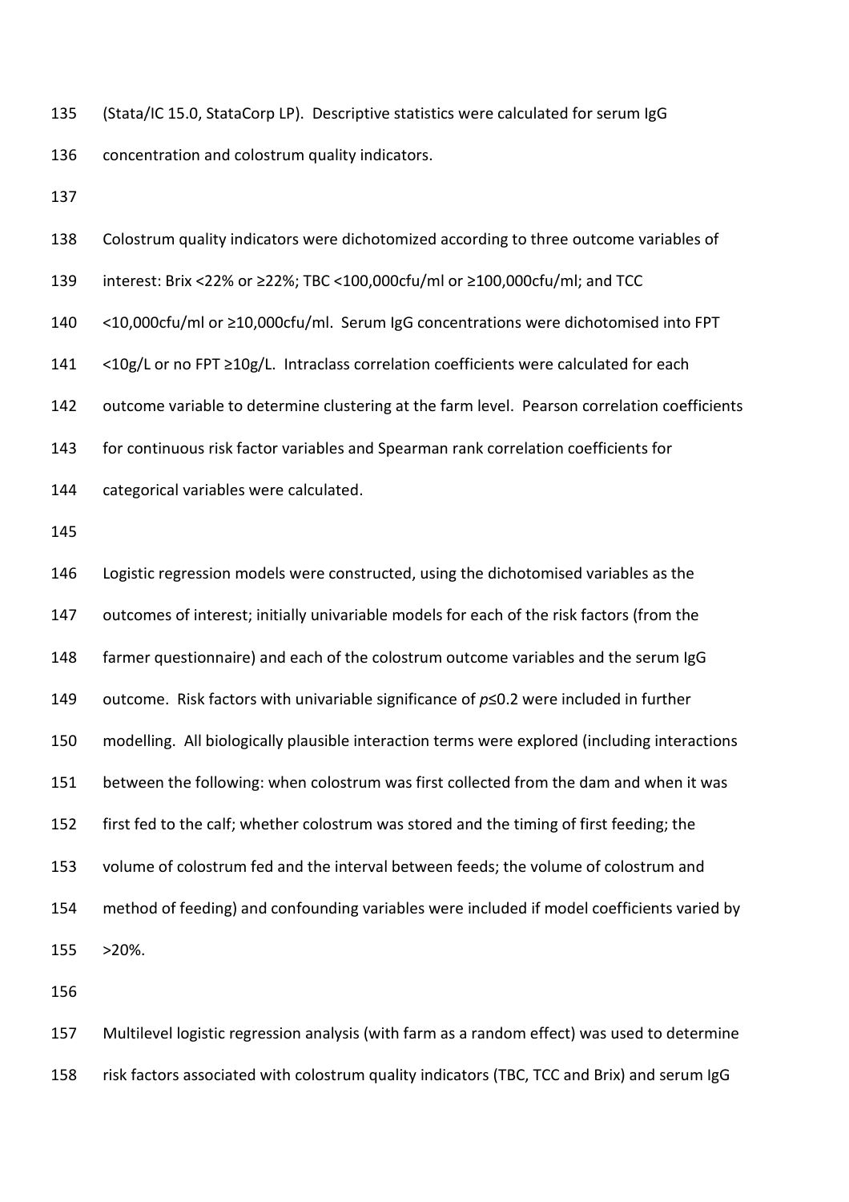(Stata/IC 15.0, StataCorp LP). Descriptive statistics were calculated for serum IgG concentration and colostrum quality indicators.

Colostrum quality indicators were dichotomized according to three outcome variables of interest: Brix <22% or ≥22%; TBC <100,000cfu/ml or ≥100,000cfu/ml; and TCC <10,000cfu/ml or ≥10,000cfu/ml. Serum IgG concentrations were dichotomised into FPT <10g/L or no FPT ≥10g/L. Intraclass correlation coefficients were calculated for each outcome variable to determine clustering at the farm level. Pearson correlation coefficients for continuous risk factor variables and Spearman rank correlation coefficients for categorical variables were calculated.

Logistic regression models were constructed, using the dichotomised variables as the outcomes of interest; initially univariable models for each of the risk factors (from the farmer questionnaire) and each of the colostrum outcome variables and the serum IgG outcome. Risk factors with univariable significance of $p \leq 0.2$ were included in further modelling. All biologically plausible interaction terms were explored (including interactions between the following: when colostrum was first collected from the dam and when it was first fed to the calf; whether colostrum was stored and the timing of first feeding; the volume of colostrum fed and the interval between feeds; the volume of colostrum and method of feeding) and confounding variables were included if model coefficients varied by >20%.

Multilevel logistic regression analysis (with farm as a random effect) was used to determine risk factors associated with colostrum quality indicators (TBC, TCC and Brix) and serum IgG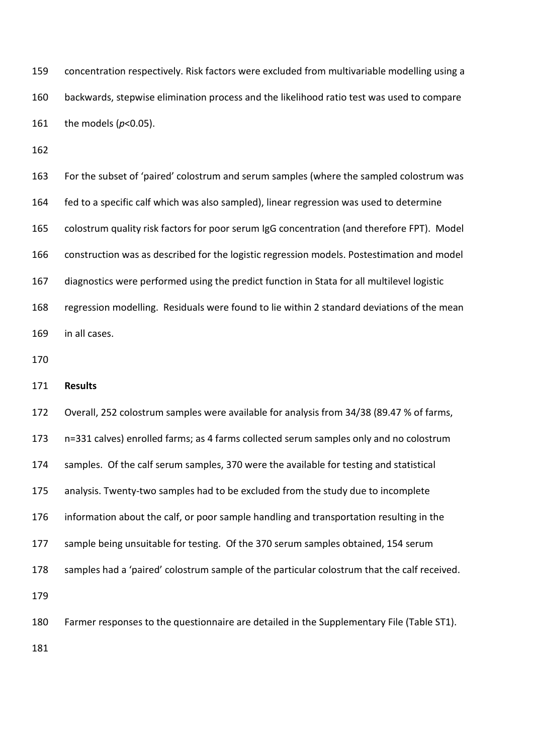concentration respectively. Risk factors were excluded from multivariable modelling using a backwards, stepwise elimination process and the likelihood ratio test was used to compare the models ($p$<0.05).

For the subset of 'paired' colostrum and serum samples (where the sampled colostrum was fed to a specific calf which was also sampled), linear regression was used to determine colostrum quality risk factors for poor serum IgG concentration (and therefore FPT). Model construction was as described for the logistic regression models. Postestimation and model diagnostics were performed using the predict function in Stata for all multilevel logistic regression modelling. Residuals were found to lie within 2 standard deviations of the mean in all cases.

## Results

Overall, 252 colostrum samples were available for analysis from 34/38 (89.47 % of farms, n=331 calves) enrolled farms; as 4 farms collected serum samples only and no colostrum samples. Of the calf serum samples, 370 were the available for testing and statistical analysis. Twenty-two samples had to be excluded from the study due to incomplete information about the calf, or poor sample handling and transportation resulting in the sample being unsuitable for testing. Of the 370 serum samples obtained, 154 serum samples had a 'paired' colostrum sample of the particular colostrum that the calf received.

Farmer responses to the questionnaire are detailed in the Supplementary File (Table ST1).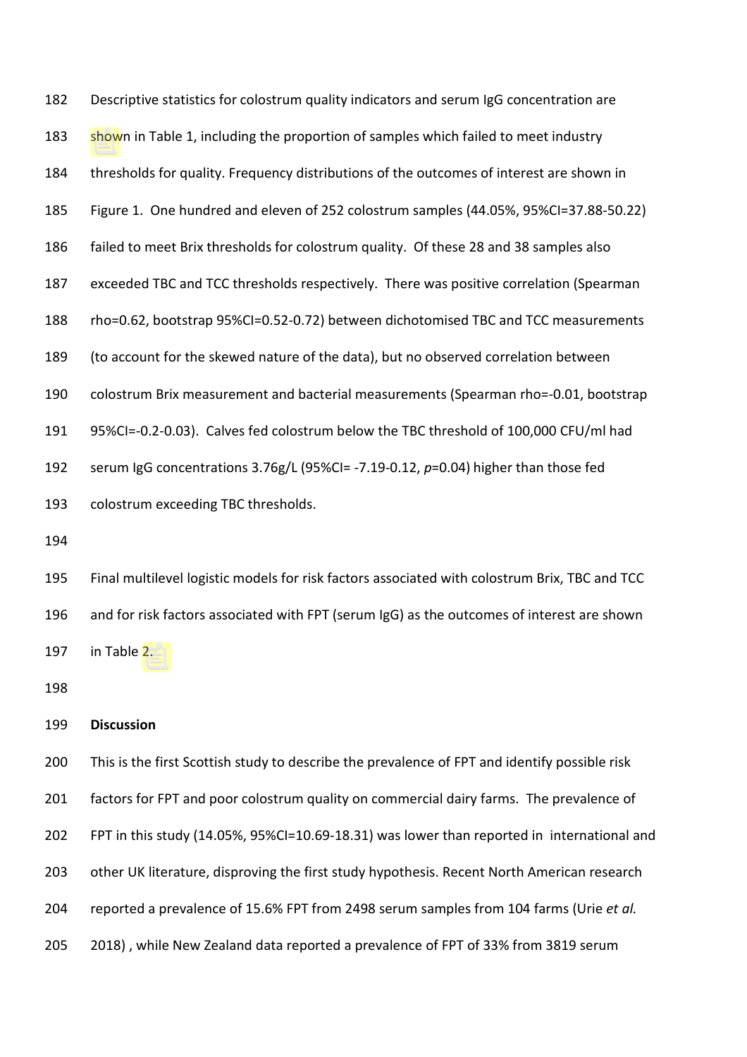Descriptive statistics for colostrum quality indicators and serum IgG concentration are shown in Table 1, including the proportion of samples which failed to meet industry thresholds for quality. Frequency distributions of the outcomes of interest are shown in Figure 1. One hundred and eleven of 252 colostrum samples (44.05%, 95%CI=37.88-50.22) failed to meet Brix thresholds for colostrum quality. Of these 28 and 38 samples also exceeded TBC and TCC thresholds respectively. There was positive correlation (Spearman rho=0.62, bootstrap 95%CI=0.52-0.72) between dichotomised TBC and TCC measurements (to account for the skewed nature of the data), but no observed correlation between colostrum Brix measurement and bacterial measurements (Spearman rho=-0.01, bootstrap 95%CI=-0.2-0.03). Calves fed colostrum below the TBC threshold of 100,000 CFU/ml had serum IgG concentrations 3.76g/L (95%CI= -7.19-0.12, *p*=0.04) higher than those fed colostrum exceeding TBC thresholds.

Final multilevel logistic models for risk factors associated with colostrum Brix, TBC and TCC and for risk factors associated with FPT (serum IgG) as the outcomes of interest are shown in Table 2.

**Discussion**

This is the first Scottish study to describe the prevalence of FPT and identify possible risk factors for FPT and poor colostrum quality on commercial dairy farms. The prevalence of FPT in this study (14.05%, 95%CI=10.69-18.31) was lower than reported in international and other UK literature, disproving the first study hypothesis. Recent North American research reported a prevalence of 15.6% FPT from 2498 serum samples from 104 farms (Urie *et al.* 2018) , while New Zealand data reported a prevalence of FPT of 33% from 3819 serum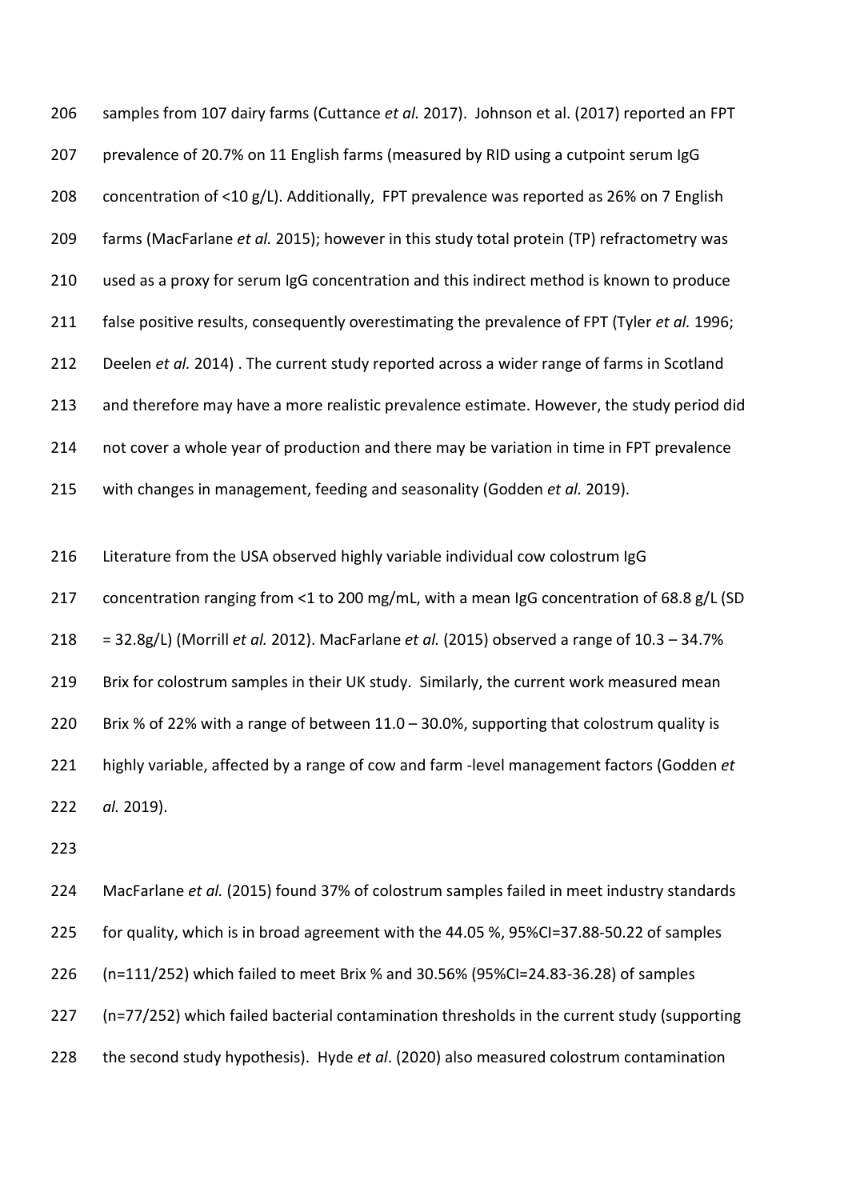samples from 107 dairy farms (Cuttance *et al.* 2017). Johnson et al. (2017) reported an FPT prevalence of 20.7% on 11 English farms (measured by RID using a cutpoint serum IgG concentration of <10 g/L). Additionally, FPT prevalence was reported as 26% on 7 English farms (MacFarlane *et al.* 2015); however in this study total protein (TP) refractometry was used as a proxy for serum IgG concentration and this indirect method is known to produce false positive results, consequently overestimating the prevalence of FPT (Tyler *et al.* 1996; Deelen *et al.* 2014) . The current study reported across a wider range of farms in Scotland and therefore may have a more realistic prevalence estimate. However, the study period did not cover a whole year of production and there may be variation in time in FPT prevalence with changes in management, feeding and seasonality (Godden *et al.* 2019).

Literature from the USA observed highly variable individual cow colostrum IgG concentration ranging from <1 to 200 mg/mL, with a mean IgG concentration of 68.8 g/L (SD = 32.8g/L) (Morrill *et al.* 2012). MacFarlane *et al.* (2015) observed a range of 10.3 – 34.7% Brix for colostrum samples in their UK study. Similarly, the current work measured mean Brix % of 22% with a range of between 11.0 – 30.0%, supporting that colostrum quality is highly variable, affected by a range of cow and farm -level management factors (Godden *et al.* 2019).

MacFarlane *et al.* (2015) found 37% of colostrum samples failed in meet industry standards for quality, which is in broad agreement with the 44.05 %, 95%CI=37.88-50.22 of samples (n=111/252) which failed to meet Brix % and 30.56% (95%CI=24.83-36.28) of samples (n=77/252) which failed bacterial contamination thresholds in the current study (supporting the second study hypothesis). Hyde *et al*. (2020) also measured colostrum contamination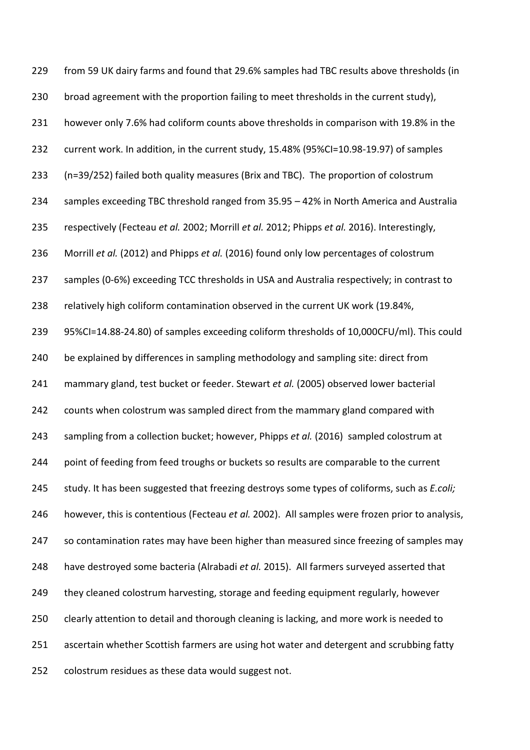from 59 UK dairy farms and found that 29.6% samples had TBC results above thresholds (in broad agreement with the proportion failing to meet thresholds in the current study), however only 7.6% had coliform counts above thresholds in comparison with 19.8% in the current work. In addition, in the current study, 15.48% (95%CI=10.98-19.97) of samples (n=39/252) failed both quality measures (Brix and TBC). The proportion of colostrum samples exceeding TBC threshold ranged from 35.95 – 42% in North America and Australia respectively (Fecteau *et al.* 2002; Morrill *et al.* 2012; Phipps *et al.* 2016). Interestingly, Morrill *et al.* (2012) and Phipps *et al.* (2016) found only low percentages of colostrum samples (0-6%) exceeding TCC thresholds in USA and Australia respectively; in contrast to relatively high coliform contamination observed in the current UK work (19.84%, 95%CI=14.88-24.80) of samples exceeding coliform thresholds of 10,000CFU/ml). This could be explained by differences in sampling methodology and sampling site: direct from mammary gland, test bucket or feeder. Stewart *et al.* (2005) observed lower bacterial counts when colostrum was sampled direct from the mammary gland compared with sampling from a collection bucket; however, Phipps *et al.* (2016) sampled colostrum at point of feeding from feed troughs or buckets so results are comparable to the current study. It has been suggested that freezing destroys some types of coliforms, such as *E.coli;* however, this is contentious (Fecteau *et al.* 2002). All samples were frozen prior to analysis, so contamination rates may have been higher than measured since freezing of samples may have destroyed some bacteria (Alrabadi *et al.* 2015). All farmers surveyed asserted that they cleaned colostrum harvesting, storage and feeding equipment regularly, however clearly attention to detail and thorough cleaning is lacking, and more work is needed to ascertain whether Scottish farmers are using hot water and detergent and scrubbing fatty colostrum residues as these data would suggest not.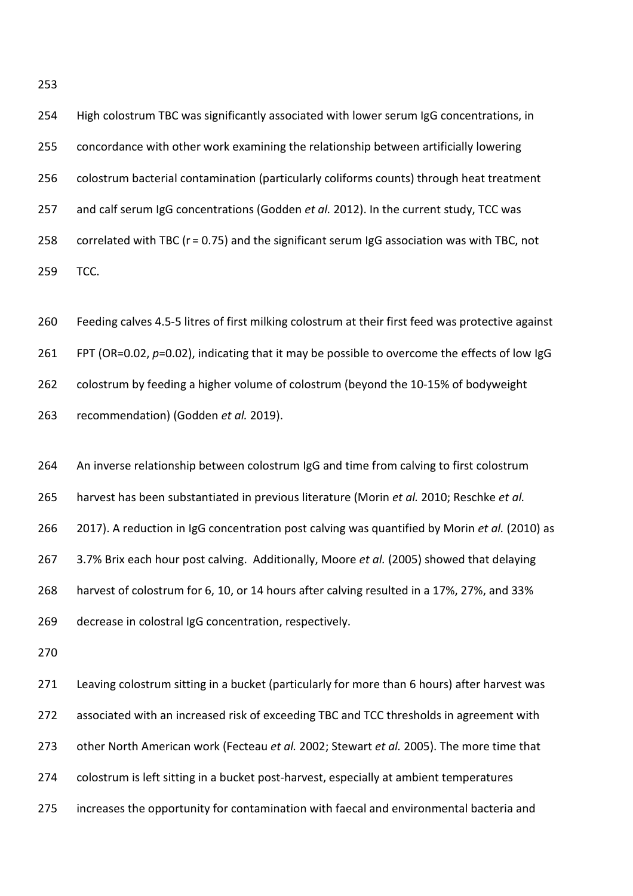High colostrum TBC was significantly associated with lower serum IgG concentrations, in concordance with other work examining the relationship between artificially lowering colostrum bacterial contamination (particularly coliforms counts) through heat treatment and calf serum IgG concentrations (Godden *et al.* 2012). In the current study, TCC was correlated with TBC ($r = 0.75$) and the significant serum IgG association was with TBC, not TCC.

Feeding calves 4.5-5 litres of first milking colostrum at their first feed was protective against FPT (OR=0.02, $p$=0.02), indicating that it may be possible to overcome the effects of low IgG colostrum by feeding a higher volume of colostrum (beyond the 10-15% of bodyweight recommendation) (Godden *et al.* 2019).

An inverse relationship between colostrum IgG and time from calving to first colostrum harvest has been substantiated in previous literature (Morin *et al.* 2010; Reschke *et al.* 2017). A reduction in IgG concentration post calving was quantified by Morin *et al.* (2010) as 3.7% Brix each hour post calving. Additionally, Moore *et al.* (2005) showed that delaying harvest of colostrum for 6, 10, or 14 hours after calving resulted in a 17%, 27%, and 33% decrease in colostral IgG concentration, respectively.

Leaving colostrum sitting in a bucket (particularly for more than 6 hours) after harvest was associated with an increased risk of exceeding TBC and TCC thresholds in agreement with other North American work (Fecteau *et al.* 2002; Stewart *et al.* 2005). The more time that colostrum is left sitting in a bucket post-harvest, especially at ambient temperatures increases the opportunity for contamination with faecal and environmental bacteria and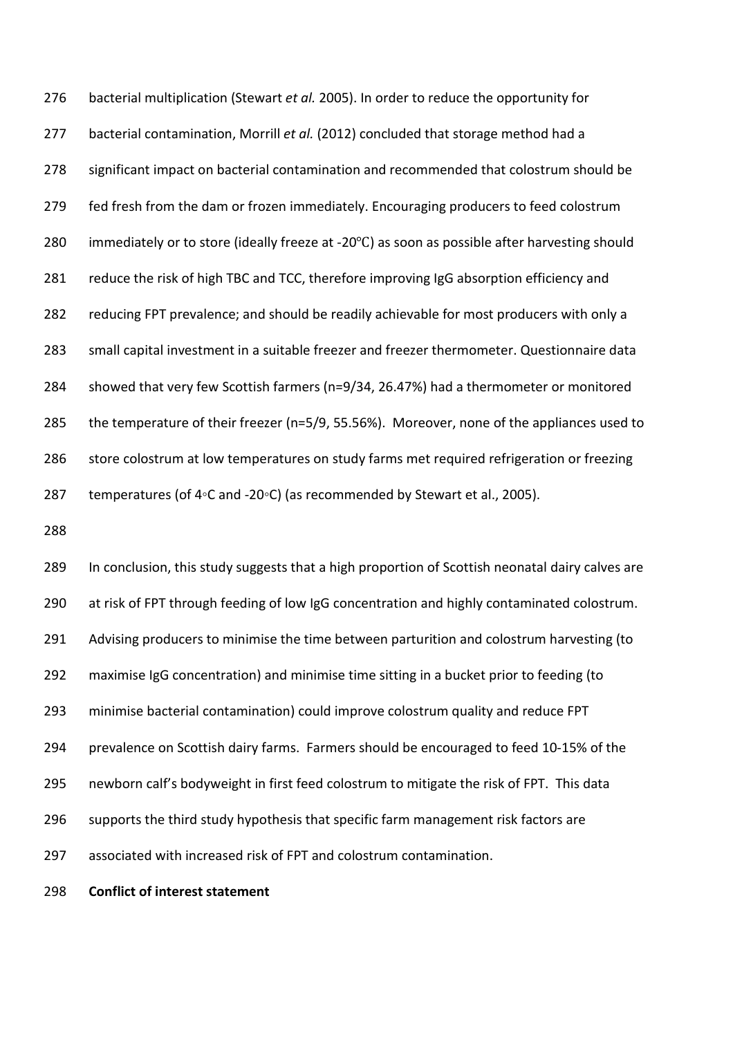bacterial multiplication (Stewart *et al.* 2005). In order to reduce the opportunity for bacterial contamination, Morrill *et al.* (2012) concluded that storage method had a significant impact on bacterial contamination and recommended that colostrum should be fed fresh from the dam or frozen immediately. Encouraging producers to feed colostrum immediately or to store (ideally freeze at -20℃) as soon as possible after harvesting should reduce the risk of high TBC and TCC, therefore improving IgG absorption efficiency and reducing FPT prevalence; and should be readily achievable for most producers with only a small capital investment in a suitable freezer and freezer thermometer. Questionnaire data showed that very few Scottish farmers (n=9/34, 26.47%) had a thermometer or monitored the temperature of their freezer (n=5/9, 55.56%). Moreover, none of the appliances used to store colostrum at low temperatures on study farms met required refrigeration or freezing temperatures (of 4◦C and -20◦C) (as recommended by Stewart et al., 2005).

In conclusion, this study suggests that a high proportion of Scottish neonatal dairy calves are at risk of FPT through feeding of low IgG concentration and highly contaminated colostrum. Advising producers to minimise the time between parturition and colostrum harvesting (to maximise IgG concentration) and minimise time sitting in a bucket prior to feeding (to minimise bacterial contamination) could improve colostrum quality and reduce FPT prevalence on Scottish dairy farms. Farmers should be encouraged to feed 10-15% of the newborn calf's bodyweight in first feed colostrum to mitigate the risk of FPT. This data supports the third study hypothesis that specific farm management risk factors are associated with increased risk of FPT and colostrum contamination.

**Conflict of interest statement**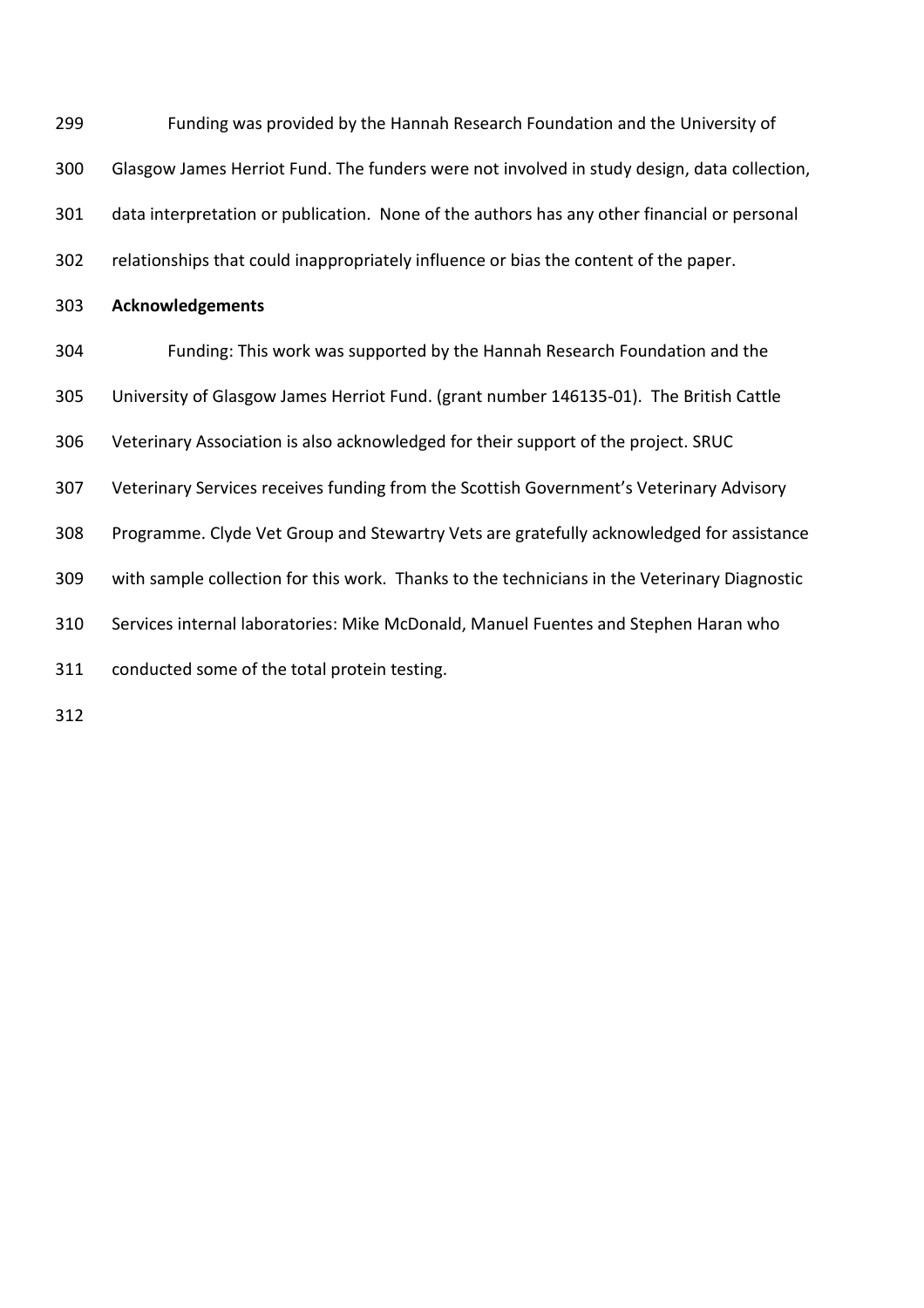Funding was provided by the Hannah Research Foundation and the University of Glasgow James Herriot Fund. The funders were not involved in study design, data collection, data interpretation or publication. None of the authors has any other financial or personal relationships that could inappropriately influence or bias the content of the paper.

**Acknowledgements**

Funding: This work was supported by the Hannah Research Foundation and the University of Glasgow James Herriot Fund. (grant number 146135-01). The British Cattle Veterinary Association is also acknowledged for their support of the project. SRUC Veterinary Services receives funding from the Scottish Government's Veterinary Advisory Programme. Clyde Vet Group and Stewartry Vets are gratefully acknowledged for assistance with sample collection for this work. Thanks to the technicians in the Veterinary Diagnostic Services internal laboratories: Mike McDonald, Manuel Fuentes and Stephen Haran who conducted some of the total protein testing.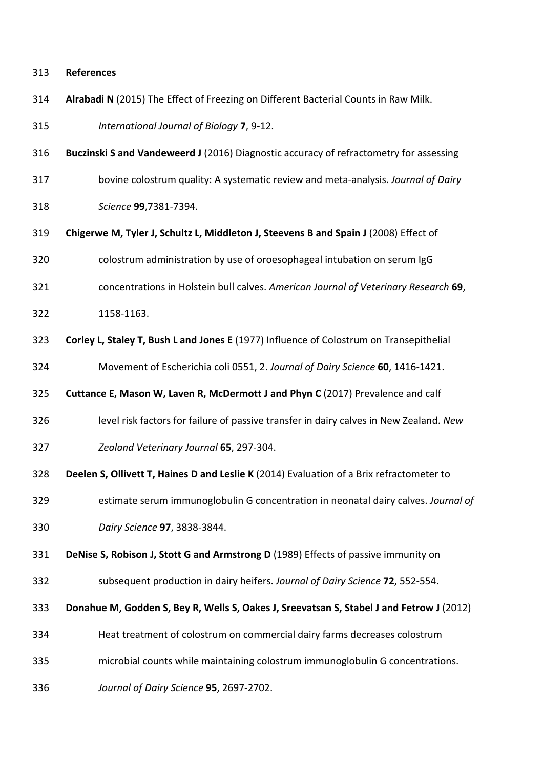## References

**Alrabadi N** (2015) The Effect of Freezing on Different Bacterial Counts in Raw Milk. *International Journal of Biology* **7**, 9-12.

**Buczinski S and Vandeweerd J** (2016) Diagnostic accuracy of refractometry for assessing bovine colostrum quality: A systematic review and meta-analysis. *Journal of Dairy Science* **99**,7381-7394.

**Chigerwe M, Tyler J, Schultz L, Middleton J, Steevens B and Spain J** (2008) Effect of colostrum administration by use of oroesophageal intubation on serum IgG concentrations in Holstein bull calves. *American Journal of Veterinary Research* **69**, 1158-1163.

**Corley L, Staley T, Bush L and Jones E** (1977) Influence of Colostrum on Transepithelial Movement of Escherichia coli 0551, 2. *Journal of Dairy Science* **60**, 1416-1421.

**Cuttance E, Mason W, Laven R, McDermott J and Phyn C** (2017) Prevalence and calf level risk factors for failure of passive transfer in dairy calves in New Zealand. *New Zealand Veterinary Journal* **65**, 297-304.

**Deelen S, Ollivett T, Haines D and Leslie K** (2014) Evaluation of a Brix refractometer to estimate serum immunoglobulin G concentration in neonatal dairy calves. *Journal of Dairy Science* **97**, 3838-3844.

**DeNise S, Robison J, Stott G and Armstrong D** (1989) Effects of passive immunity on subsequent production in dairy heifers. *Journal of Dairy Science* **72**, 552-554.

**Donahue M, Godden S, Bey R, Wells S, Oakes J, Sreevatsan S, Stabel J and Fetrow J** (2012) Heat treatment of colostrum on commercial dairy farms decreases colostrum microbial counts while maintaining colostrum immunoglobulin G concentrations. *Journal of Dairy Science* **95**, 2697-2702.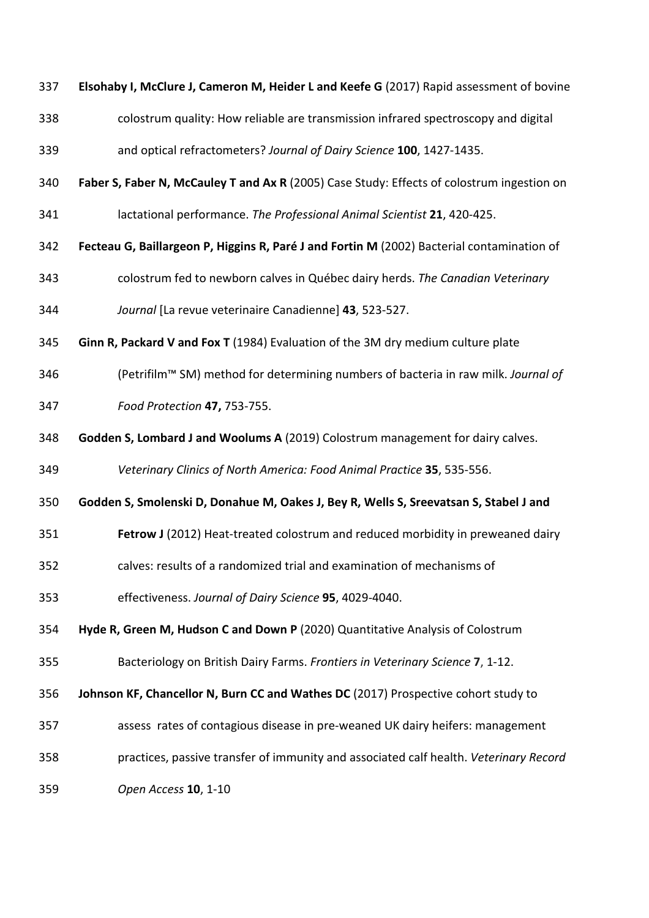**Elsohaby I, McClure J, Cameron M, Heider L and Keefe G** (2017) Rapid assessment of bovine colostrum quality: How reliable are transmission infrared spectroscopy and digital and optical refractometers? *Journal of Dairy Science* **100**, 1427-1435.

**Faber S, Faber N, McCauley T and Ax R** (2005) Case Study: Effects of colostrum ingestion on lactational performance. *The Professional Animal Scientist* **21**, 420-425.

**Fecteau G, Baillargeon P, Higgins R, Paré J and Fortin M** (2002) Bacterial contamination of colostrum fed to newborn calves in Québec dairy herds. *The Canadian Veterinary Journal* [La revue veterinaire Canadienne] **43**, 523-527.

**Ginn R, Packard V and Fox T** (1984) Evaluation of the 3M dry medium culture plate (Petrifilm™ SM) method for determining numbers of bacteria in raw milk. *Journal of Food Protection* **47,** 753-755.

**Godden S, Lombard J and Woolums A** (2019) Colostrum management for dairy calves. *Veterinary Clinics of North America: Food Animal Practice* **35**, 535-556.

**Godden S, Smolenski D, Donahue M, Oakes J, Bey R, Wells S, Sreevatsan S, Stabel J and Fetrow J** (2012) Heat-treated colostrum and reduced morbidity in preweaned dairy calves: results of a randomized trial and examination of mechanisms of effectiveness. *Journal of Dairy Science* **95**, 4029-4040.

**Hyde R, Green M, Hudson C and Down P** (2020) Quantitative Analysis of Colostrum Bacteriology on British Dairy Farms. *Frontiers in Veterinary Science* **7**, 1-12.

**Johnson KF, Chancellor N, Burn CC and Wathes DC** (2017) Prospective cohort study to assess rates of contagious disease in pre-weaned UK dairy heifers: management practices, passive transfer of immunity and associated calf health. *Veterinary Record Open Access* **10**, 1-10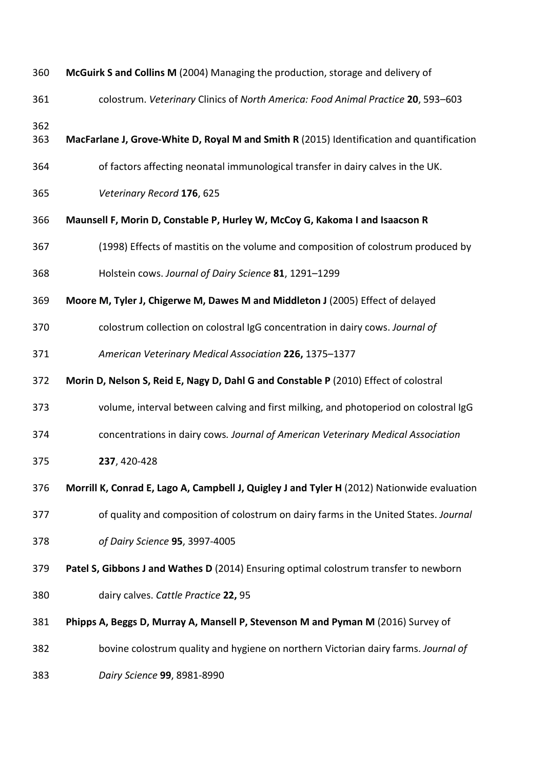**McGuirk S and Collins M** (2004) Managing the production, storage and delivery of colostrum. *Veterinary* Clinics of *North America: Food Animal Practice* **20**, 593–603

**MacFarlane J, Grove-White D, Royal M and Smith R** (2015) Identification and quantification of factors affecting neonatal immunological transfer in dairy calves in the UK. *Veterinary Record* **176**, 625

**Maunsell F, Morin D, Constable P, Hurley W, McCoy G, Kakoma I and Isaacson R** (1998) Effects of mastitis on the volume and composition of colostrum produced by Holstein cows. *Journal of Dairy Science* **81**, 1291–1299

**Moore M, Tyler J, Chigerwe M, Dawes M and Middleton J** (2005) Effect of delayed colostrum collection on colostral IgG concentration in dairy cows. *Journal of American Veterinary Medical Association* **226,** 1375–1377

**Morin D, Nelson S, Reid E, Nagy D, Dahl G and Constable P** (2010) Effect of colostral volume, interval between calving and first milking, and photoperiod on colostral IgG concentrations in dairy cows*. Journal of American Veterinary Medical Association* **237**, 420-428

**Morrill K, Conrad E, Lago A, Campbell J, Quigley J and Tyler H** (2012) Nationwide evaluation of quality and composition of colostrum on dairy farms in the United States. *Journal of Dairy Science* **95**, 3997-4005

**Patel S, Gibbons J and Wathes D** (2014) Ensuring optimal colostrum transfer to newborn dairy calves. *Cattle Practice* **22,** 95

**Phipps A, Beggs D, Murray A, Mansell P, Stevenson M and Pyman M** (2016) Survey of bovine colostrum quality and hygiene on northern Victorian dairy farms. *Journal of Dairy Science* **99**, 8981-8990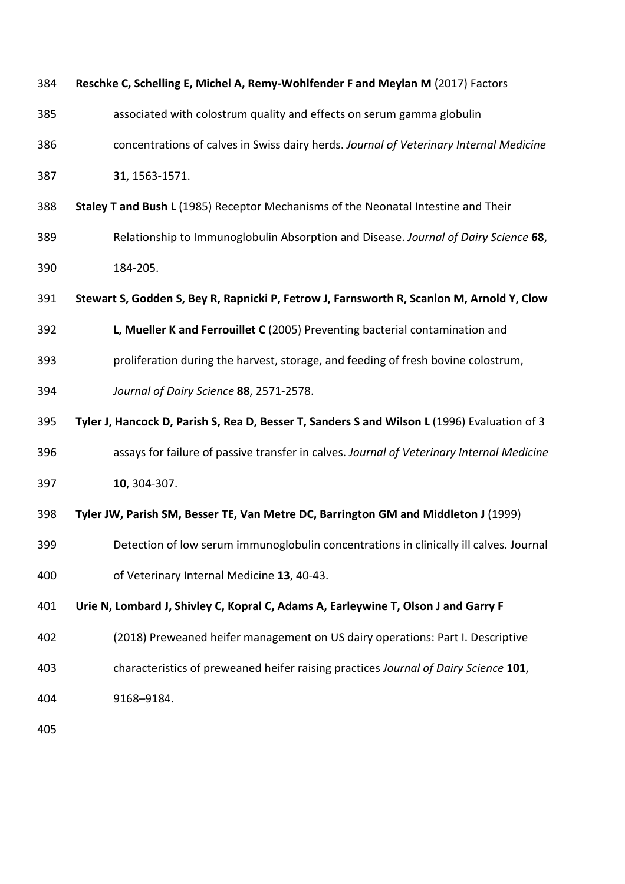**Reschke C, Schelling E, Michel A, Remy-Wohlfender F and Meylan M** (2017) Factors associated with colostrum quality and effects on serum gamma globulin concentrations of calves in Swiss dairy herds. *Journal of Veterinary Internal Medicine* **31**, 1563-1571.

**Staley T and Bush L** (1985) Receptor Mechanisms of the Neonatal Intestine and Their Relationship to Immunoglobulin Absorption and Disease. *Journal of Dairy Science* **68**, 184-205.

**Stewart S, Godden S, Bey R, Rapnicki P, Fetrow J, Farnsworth R, Scanlon M, Arnold Y, Clow L, Mueller K and Ferrouillet C** (2005) Preventing bacterial contamination and proliferation during the harvest, storage, and feeding of fresh bovine colostrum, *Journal of Dairy Science* **88**, 2571-2578.

**Tyler J, Hancock D, Parish S, Rea D, Besser T, Sanders S and Wilson L** (1996) Evaluation of 3 assays for failure of passive transfer in calves. *Journal of Veterinary Internal Medicine* **10**, 304-307.

**Tyler JW, Parish SM, Besser TE, Van Metre DC, Barrington GM and Middleton J** (1999) Detection of low serum immunoglobulin concentrations in clinically ill calves. Journal of Veterinary Internal Medicine **13**, 40-43.

**Urie N, Lombard J, Shivley C, Kopral C, Adams A, Earleywine T, Olson J and Garry F** (2018) Preweaned heifer management on US dairy operations: Part I. Descriptive characteristics of preweaned heifer raising practices *Journal of Dairy Science* **101**, 9168–9184.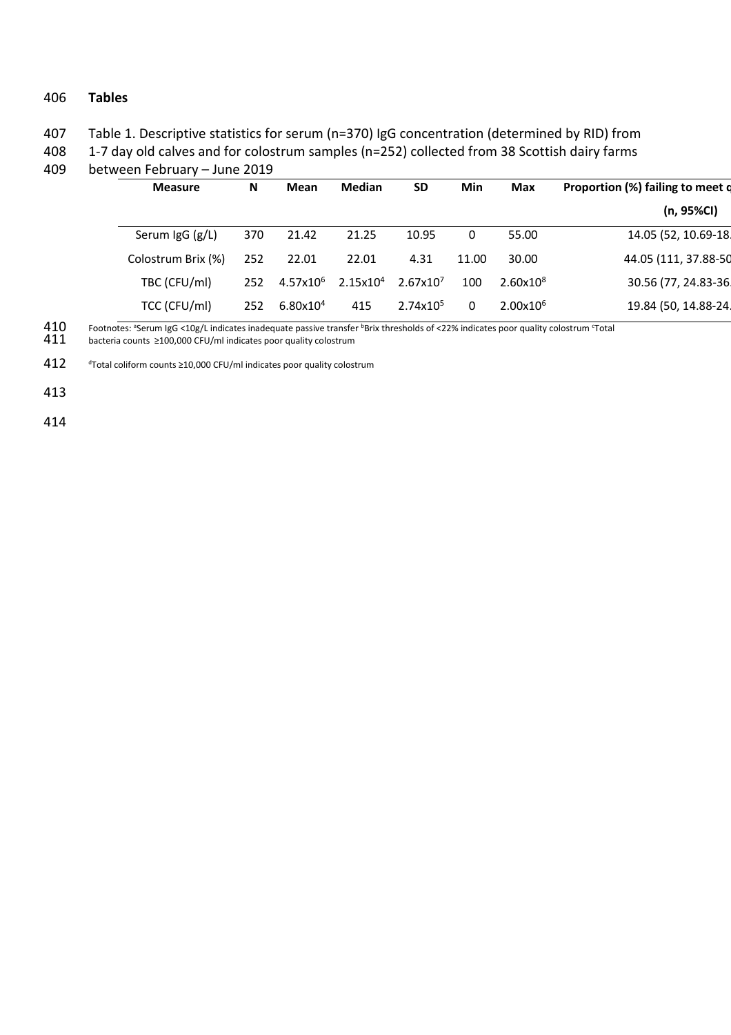## Tables

Table 1. Descriptive statistics for serum (n=370) IgG concentration (determined by RID) from 1-7 day old calves and for colostrum samples (n=252) collected from 38 Scottish dairy farms between February – June 2019

| Measure | N | Mean | Median | SD | Min | Max | Proportion (%) failing to meet c (n, 95%CI) |
|---|---|---|---|---|---|---|---|
| Serum IgG (g/L) | 370 | 21.42 | 21.25 | 10.95 | 0 | 55.00 | 14.05 (52, 10.69-18. |
| Colostrum Brix (%) | 252 | 22.01 | 22.01 | 4.31 | 11.00 | 30.00 | 44.05 (111, 37.88-50 |
| TBC (CFU/ml) | 252 | $4.57x10^{6}$ | $2.15x10^{4}$ | $2.67x10^{7}$ | 100 | $2.60x10^{8}$ | 30.56 (77, 24.83-36. |
| TCC (CFU/ml) | 252 | $6.80x10^{4}$ | 415 | $2.74x10^{5}$ | 0 | $2.00x10^{6}$ | 19.84 (50, 14.88-24. |

Footnotes: [a]Serum IgG <10g/L indicates inadequate passive transfer [b]Brix thresholds of <22% indicates poor quality colostrum [c]Total bacteria counts ≥100,000 CFU/ml indicates poor quality colostrum

[d]Total coliform counts ≥10,000 CFU/ml indicates poor quality colostrum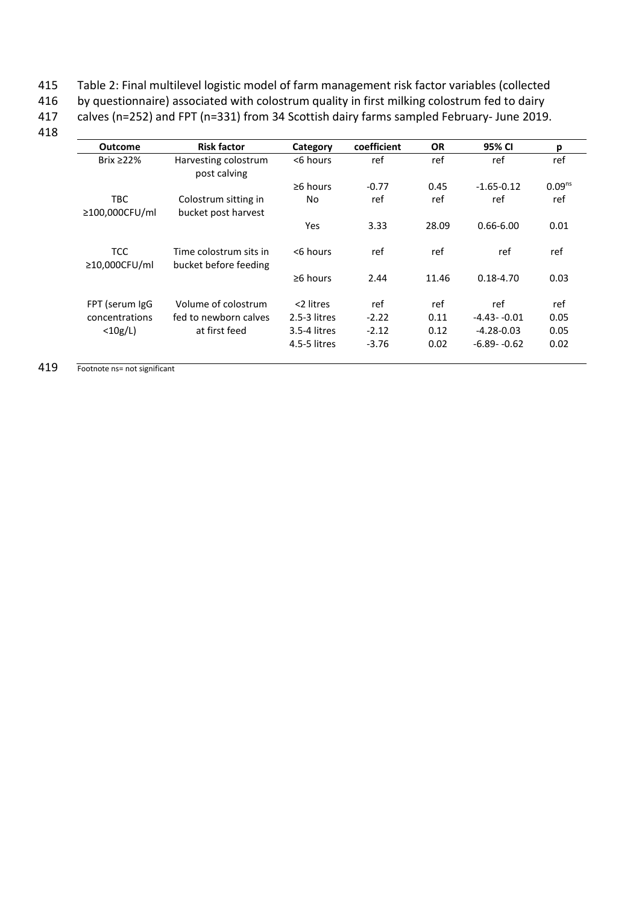Table 2: Final multilevel logistic model of farm management risk factor variables (collected by questionnaire) associated with colostrum quality in first milking colostrum fed to dairy calves (n=252) and FPT (n=331) from 34 Scottish dairy farms sampled February- June 2019.

| Outcome | Risk factor | Category | coefficient | OR | 95% CI | p |
|---|---|---|---|---|---|---|
| Brix ≥22% | Harvesting colostrum post calving | <6 hours | ref | ref | ref | ref |
| | | ≥6 hours | -0.77 | 0.45 | -1.65-0.12 | 0.09[ns] |
| TBC ≥100,000CFU/ml | Colostrum sitting in bucket post harvest | No | ref | ref | ref | ref |
| | | Yes | 3.33 | 28.09 | 0.66-6.00 | 0.01 |
| TCC ≥10,000CFU/ml | Time colostrum sits in bucket before feeding | <6 hours | ref | ref | ref | ref |
| | | ≥6 hours | 2.44 | 11.46 | 0.18-4.70 | 0.03 |
| FPT (serum IgG concentrations <10g/L) | Volume of colostrum fed to newborn calves at first feed | <2 litres | ref | ref | ref | ref |
| | | 2.5-3 litres | -2.22 | 0.11 | -4.43- -0.01 | 0.05 |
| | | 3.5-4 litres | -2.12 | 0.12 | -4.28-0.03 | 0.05 |
| | | 4.5-5 litres | -3.76 | 0.02 | -6.89- -0.62 | 0.02 |

Footnote ns= not significant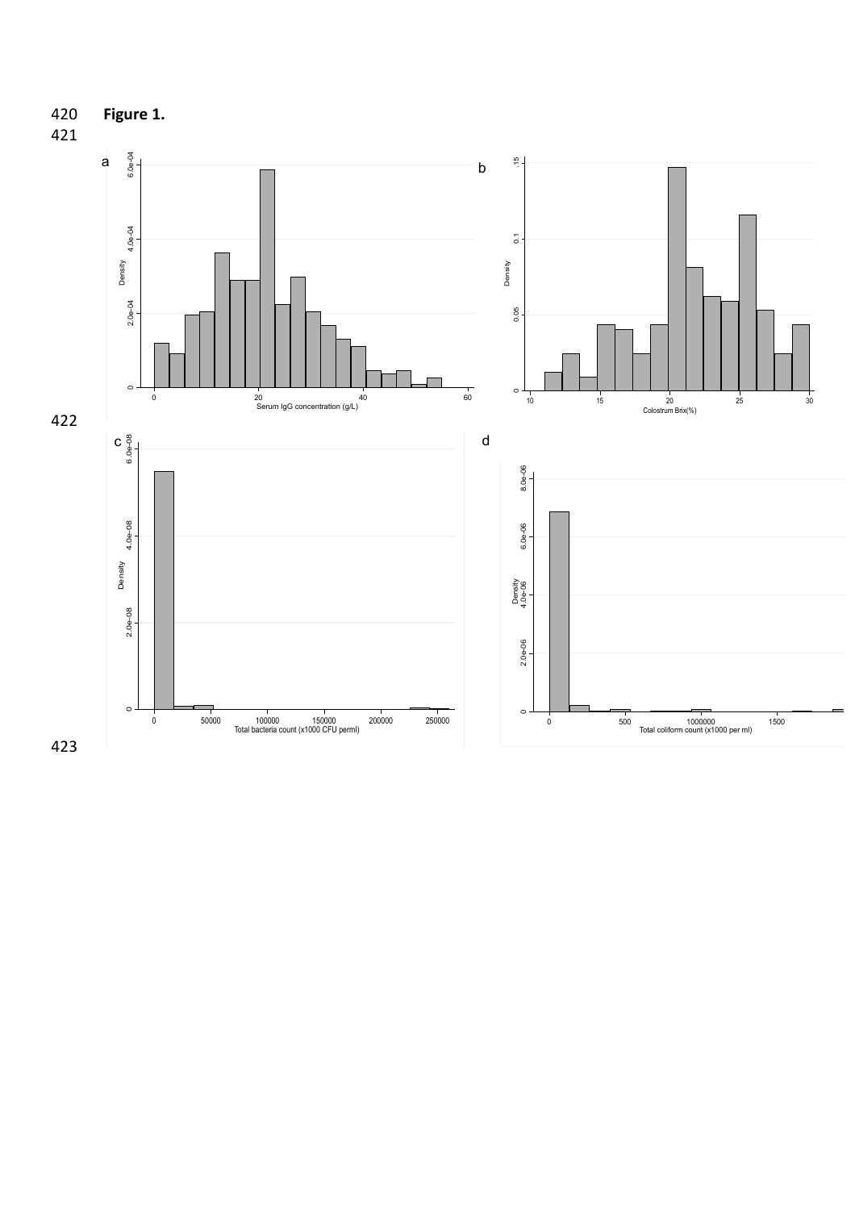**Figure 1.**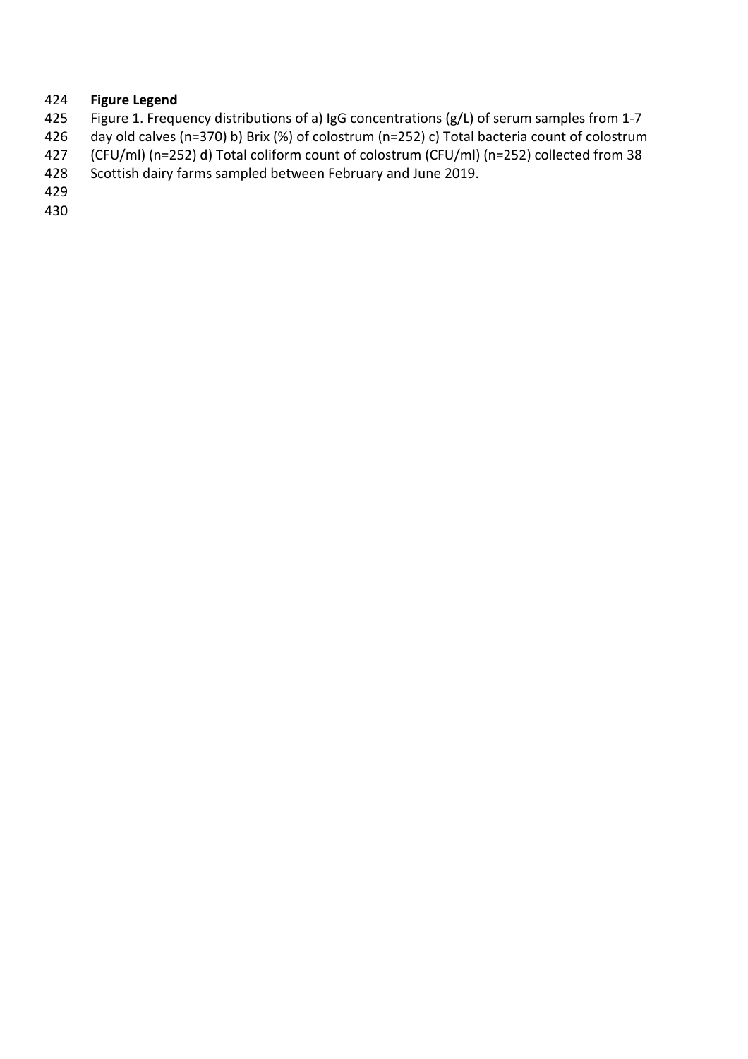## Figure Legend

Figure 1. Frequency distributions of a) IgG concentrations (g/L) of serum samples from 1-7 day old calves (n=370) b) Brix (%) of colostrum (n=252) c) Total bacteria count of colostrum (CFU/ml) (n=252) d) Total coliform count of colostrum (CFU/ml) (n=252) collected from 38 Scottish dairy farms sampled between February and June 2019.